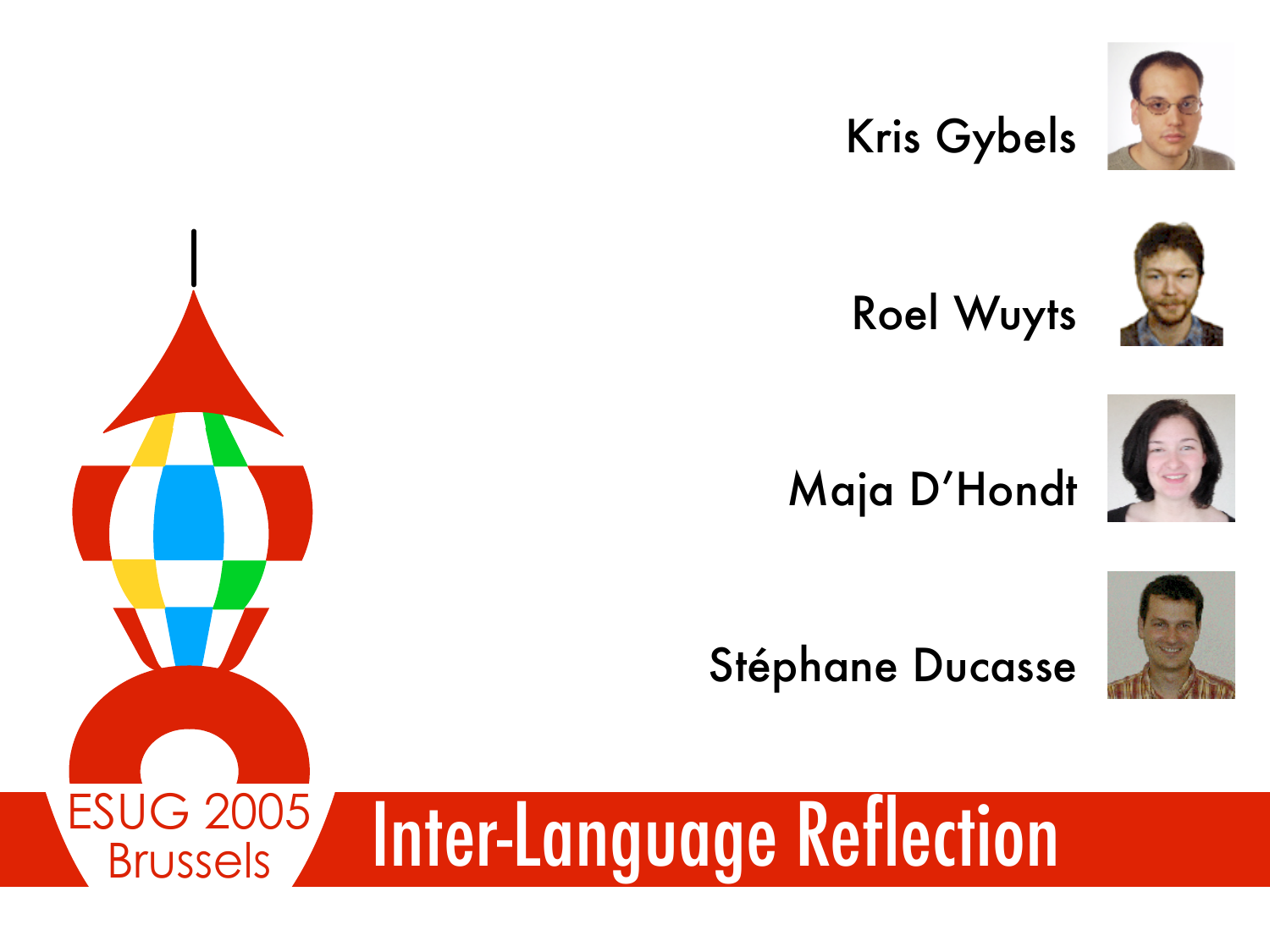# Inter-Language Reflection

Kris Gybels

Roel Wuyts

Maja D'Hondt

Stéphane Ducasse

ESUG 2005
Brussels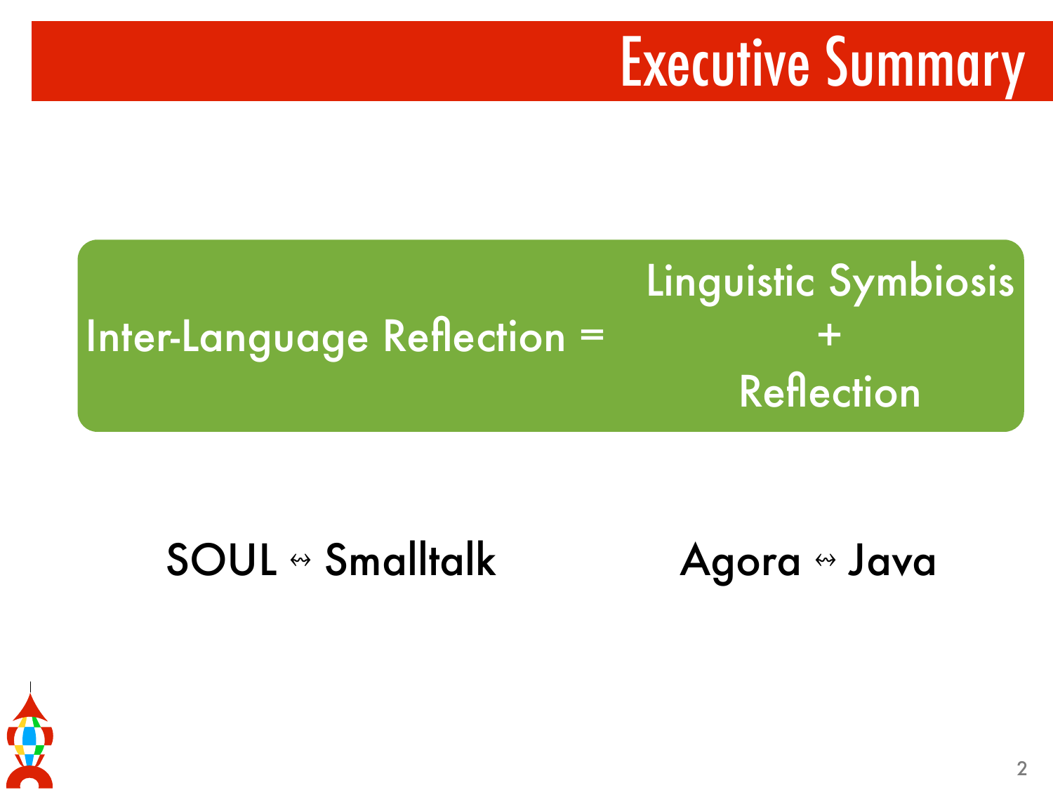# Executive Summary

Inter-Language Reflection = Linguistic Symbiosis + Reflection

SOUL ↭ Smalltalk

Agora ↭ Java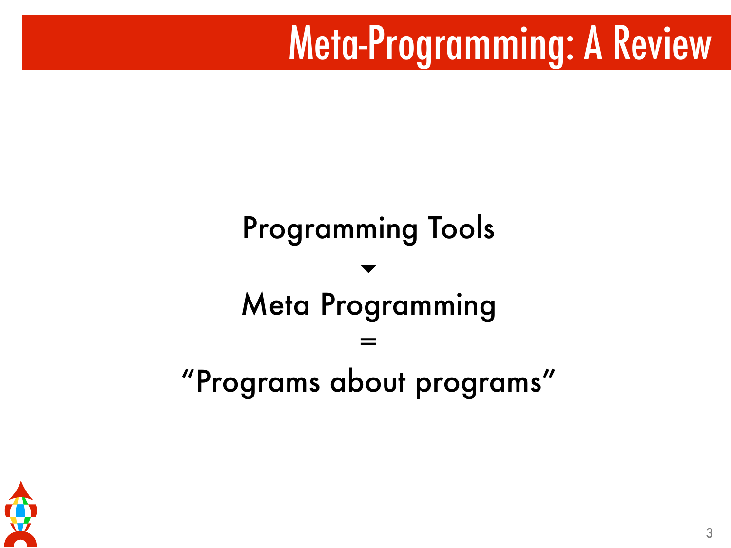# Meta-Programming: A Review

Programming Tools

▼

Meta Programming

=

“Programs about programs”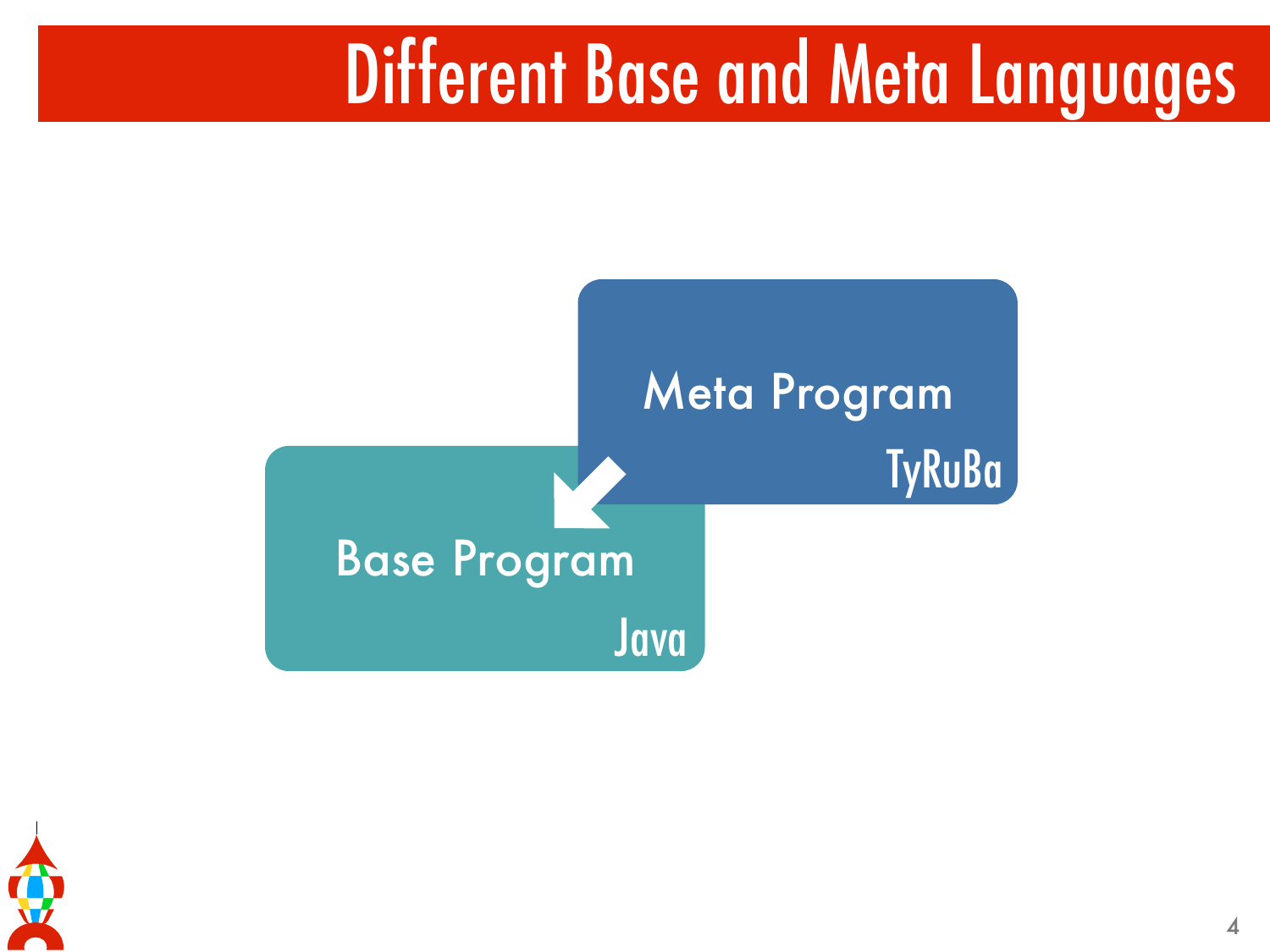# Different Base and Meta Languages

Meta Program

TyRuBa

Base Program

Java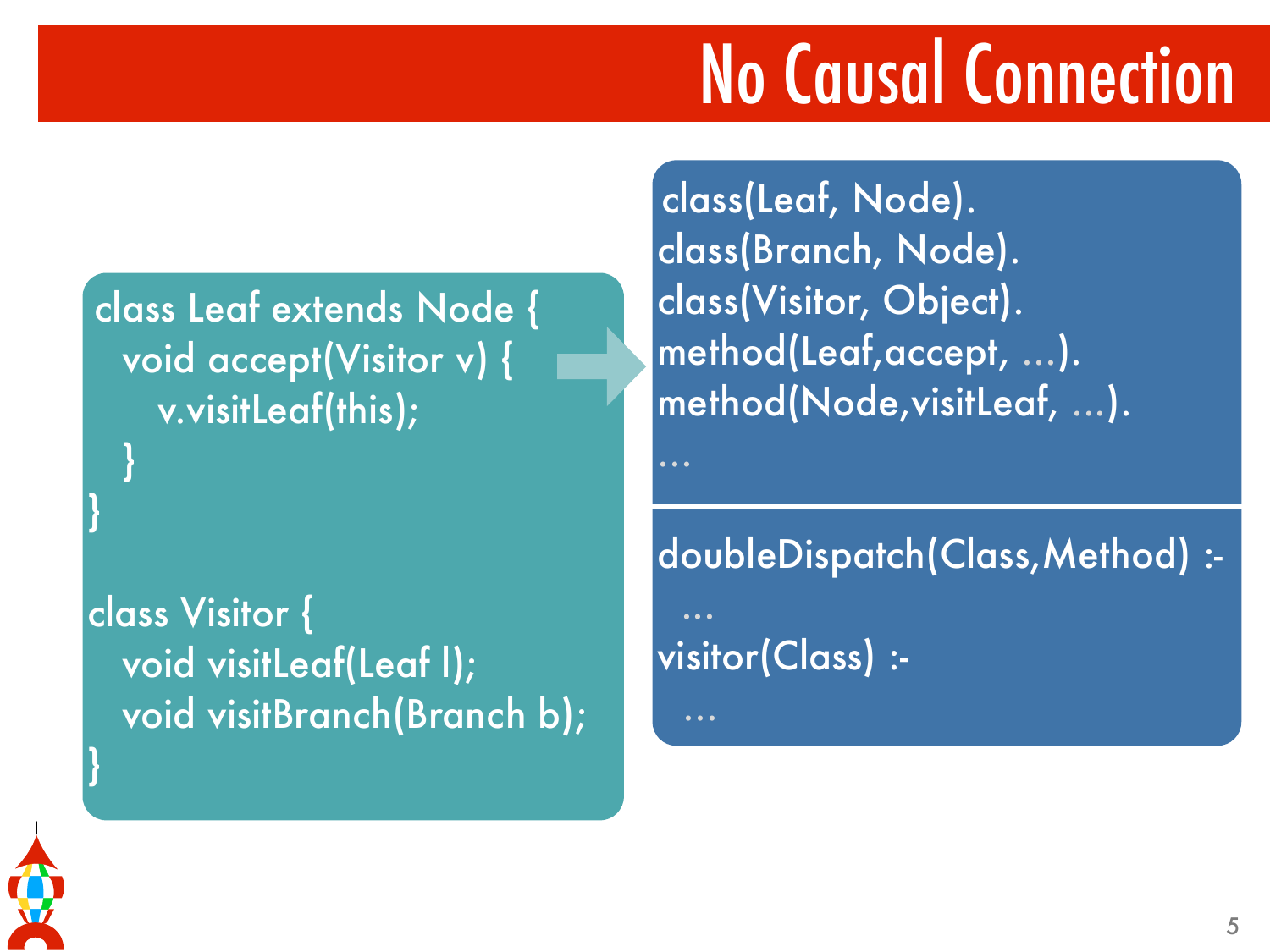# No Causal Connection

```
class Leaf extends Node {
  void accept(Visitor v) {
    v.visitLeaf(this);
  }
}

class Visitor {
  void visitLeaf(Leaf l);
  void visitBranch(Branch b);
}
```

```
class(Leaf, Node).
class(Branch, Node).
class(Visitor, Object).
method(Leaf,accept, ...).
method(Node,visitLeaf, ...).
...
```

```
doubleDispatch(Class,Method) :-
  ...
visitor(Class) :-
  ...
```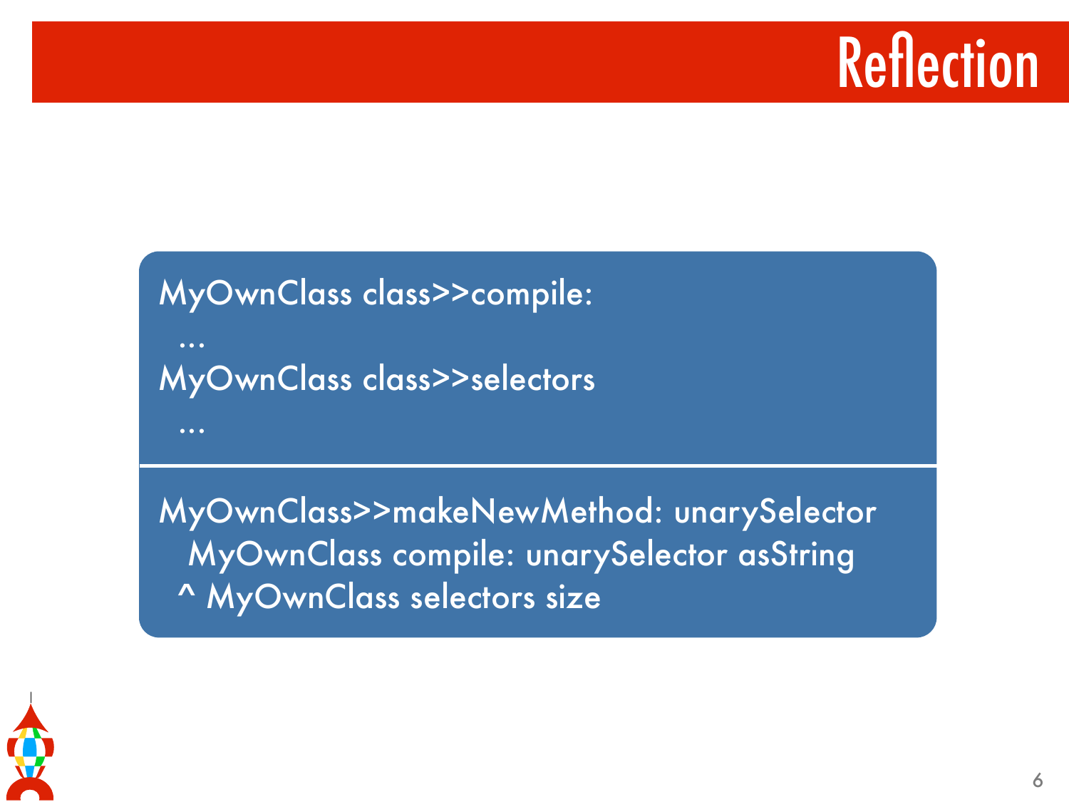# Reflection

```
MyOwnClass class>>compile:
  ...
MyOwnClass class>>selectors
  ...
```

```
MyOwnClass>>makeNewMethod: unarySelector
   MyOwnClass compile: unarySelector asString
  ^ MyOwnClass selectors size
```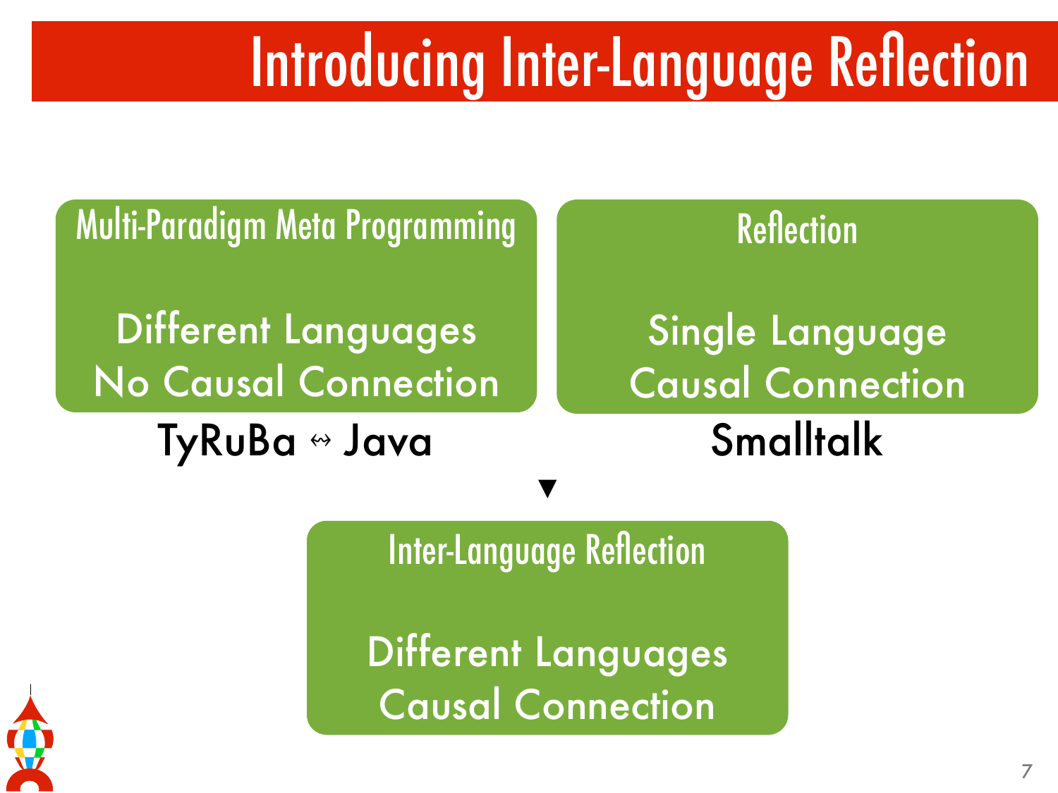# Introducing Inter-Language Reflection

**Multi-Paradigm Meta Programming**

Different Languages
No Causal Connection

TyRuBa ↭ Java

**Reflection**

Single Language
Causal Connection

Smalltalk

▼

**Inter-Language Reflection**

Different Languages
Causal Connection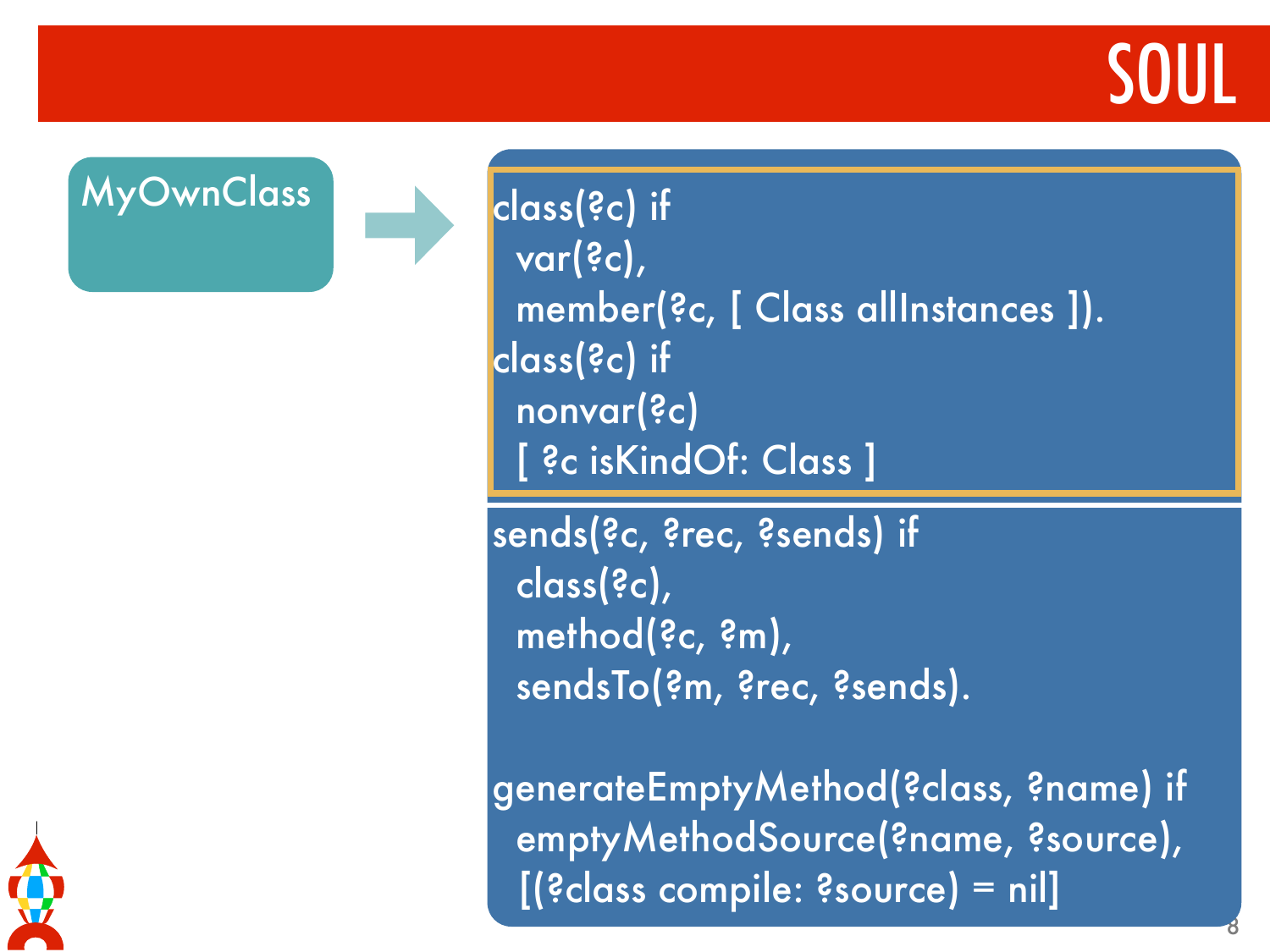# SOUL

MyOwnClass

```
class(?c) if
  var(?c),
  member(?c, [ Class allInstances ]).
class(?c) if
  nonvar(?c)
  [ ?c isKindOf: Class ]
```

```
sends(?c, ?rec, ?sends) if
  class(?c),
  method(?c, ?m),
  sendsTo(?m, ?rec, ?sends).

generateEmptyMethod(?class, ?name) if
  emptyMethodSource(?name, ?source),
  [(?class compile: ?source) = nil]
```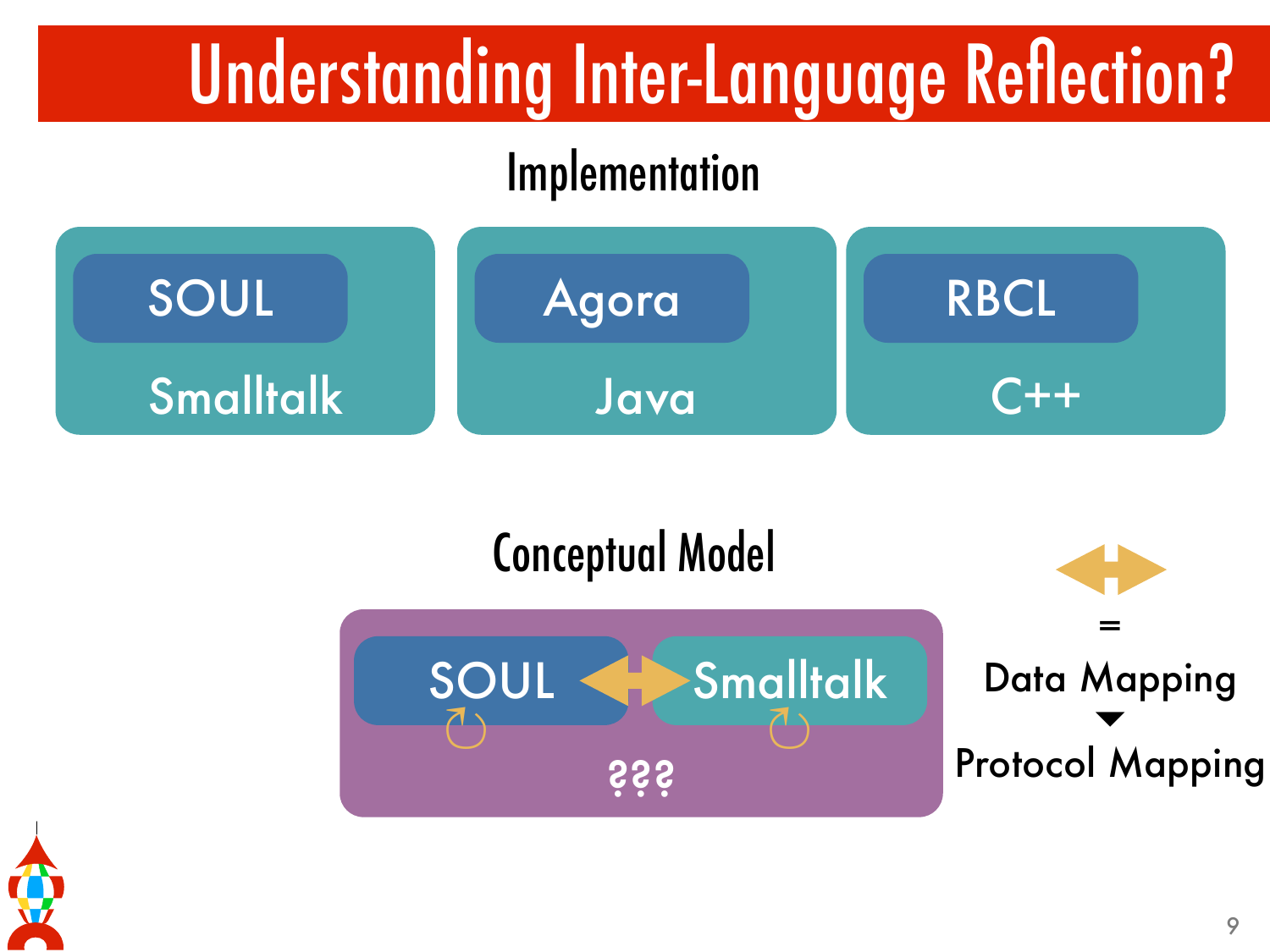# Understanding Inter-Language Reflection?

## Implementation

| SOUL | Agora | RBCL |
| --- | --- | --- |
| Smalltalk | Java | C++ |

## Conceptual Model

SOUL ⟷ Smalltalk

???

⟷ = Data Mapping

▼

Protocol Mapping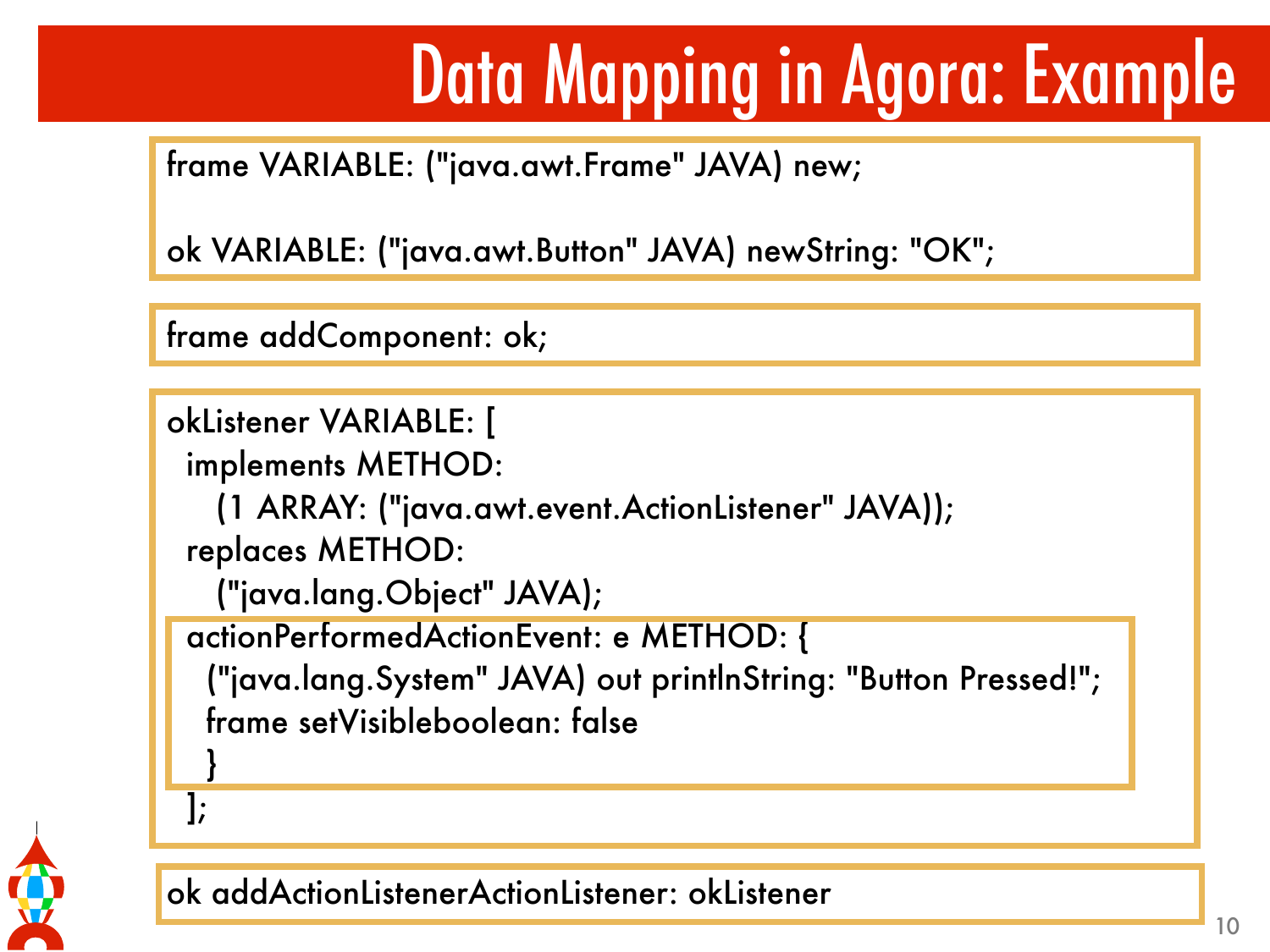# Data Mapping in Agora: Example

```
frame VARIABLE: ("java.awt.Frame" JAVA) new;

ok VARIABLE: ("java.awt.Button" JAVA) newString: "OK";
```

```
frame addComponent: ok;
```

```
okListener VARIABLE: [
  implements METHOD:
     (1 ARRAY: ("java.awt.event.ActionListener" JAVA));
  replaces METHOD:
     ("java.lang.Object" JAVA);
  actionPerformedActionEvent: e METHOD: {
    ("java.lang.System" JAVA) out printlnString: "Button Pressed!";
    frame setVisibleboolean: false
    }
  ];
```

```
ok addActionListenerActionListener: okListener
```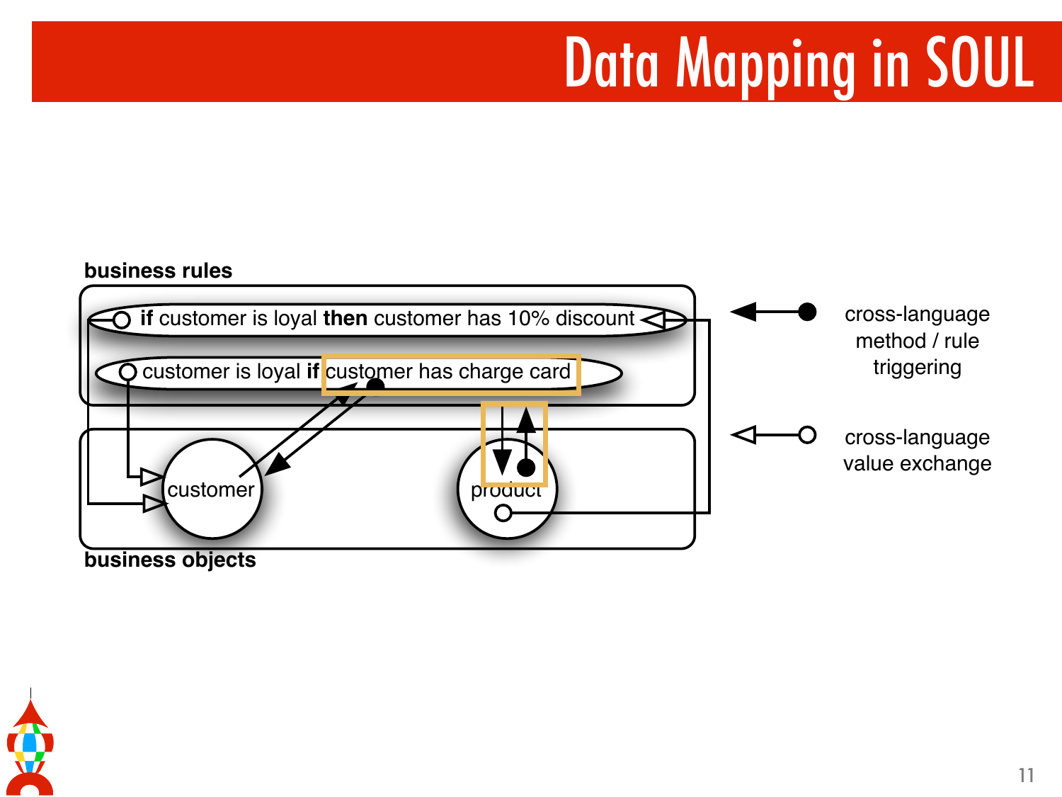# Data Mapping in SOUL

**business rules**

- **if** customer is loyal **then** customer has 10% discount
- customer is loyal **if** customer has charge card

**business objects**

- customer
- product

Legend:

- cross-language method / rule triggering
- cross-language value exchange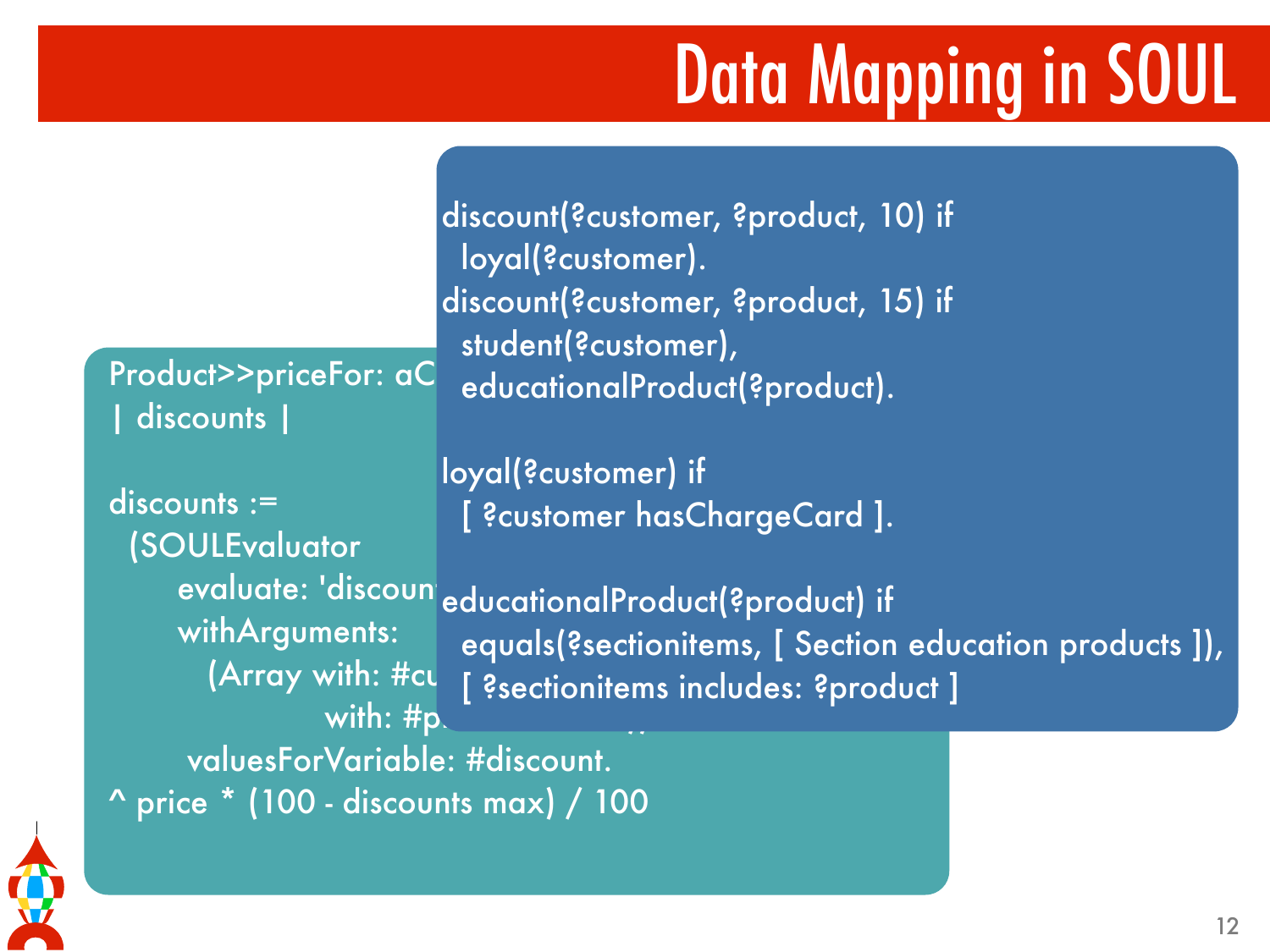# Data Mapping in SOUL

```
Product>>priceFor: aC
| discounts |

discounts :=
  (SOULEvaluator
      evaluate: 'discoun
      withArguments:
         (Array with: #cu
                    with: #p
       valuesForVariable: #discount.
^ price * (100 - discounts max) / 100
```

```
discount(?customer, ?product, 10) if
  loyal(?customer).
discount(?customer, ?product, 15) if
  student(?customer),
  educationalProduct(?product).

loyal(?customer) if
  [ ?customer hasChargeCard ].

educationalProduct(?product) if
  equals(?sectionitems, [ Section education products ]),
  [ ?sectionitems includes: ?product ]
```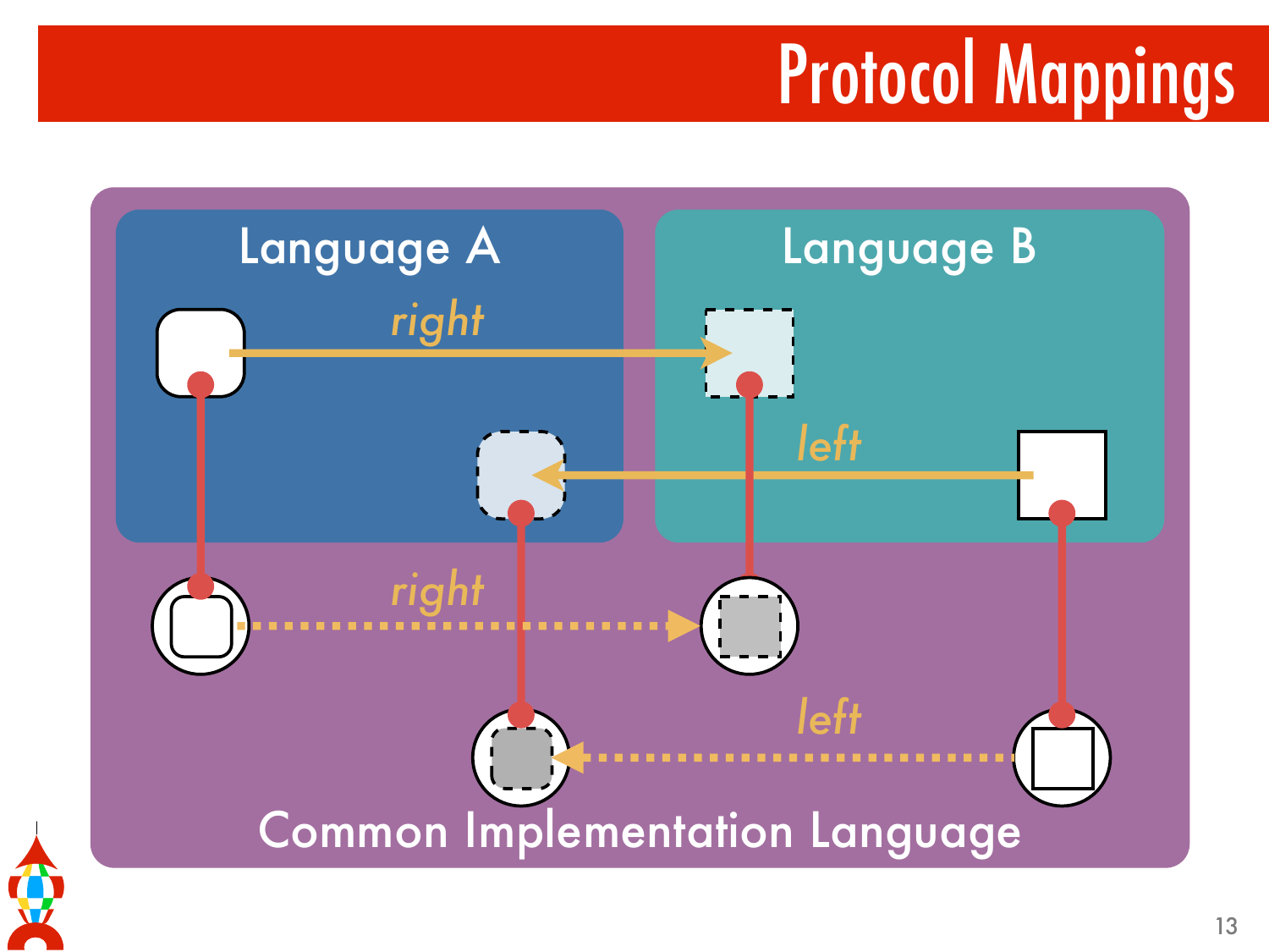# Protocol Mappings

Language A

Language B

*right*

*left*

*right*

*left*

Common Implementation Language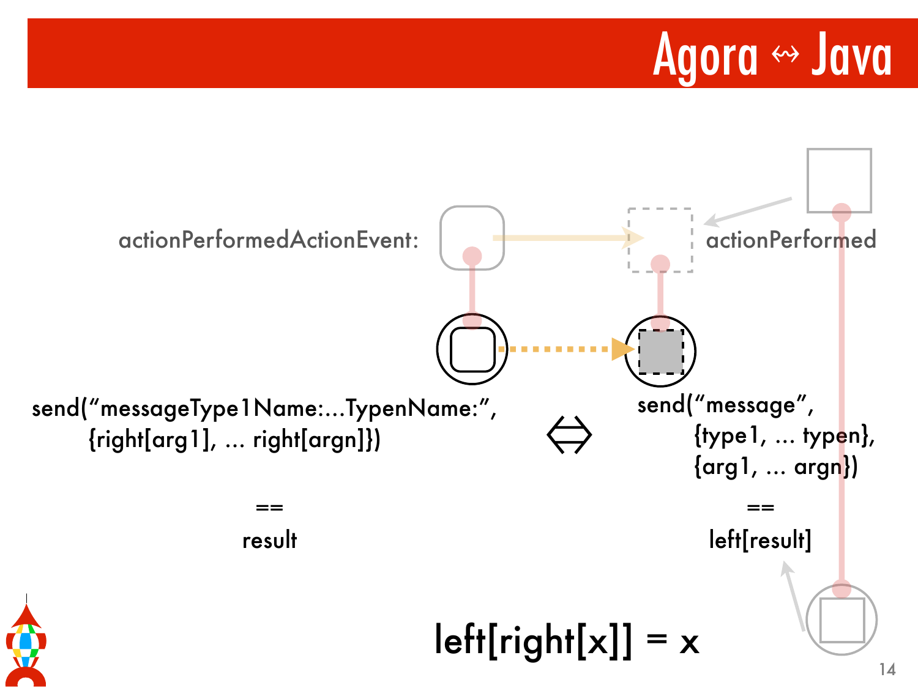# Agora ↭ Java

actionPerformedActionEvent:

actionPerformed

send("messageType1Name:...TypenName:",
{right[arg1], ... right[argn]})

==

result

⇔

send("message",
{type1, ... typen},
{arg1, ... argn})

==

left[result]

left[right[x]] = x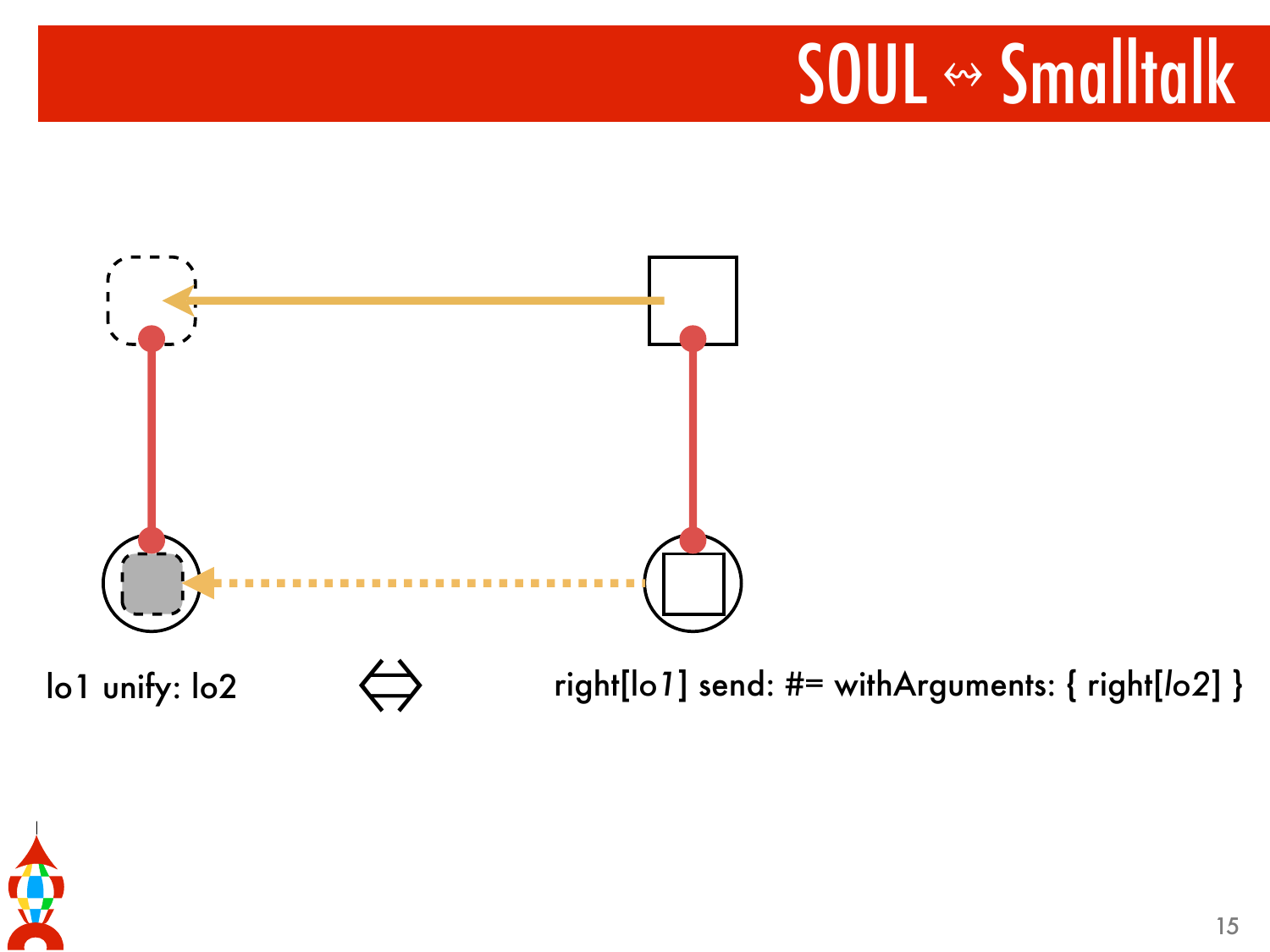# SOUL ↭ Smalltalk

lo1 unify: lo2 ⟺ right[lo*1*] send: #= withArguments: { right[*lo*2] }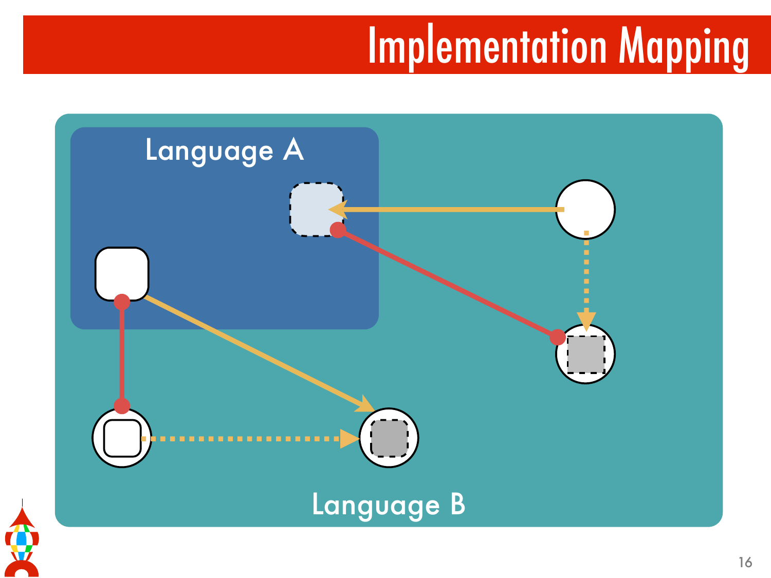# Implementation Mapping

Language A

Language B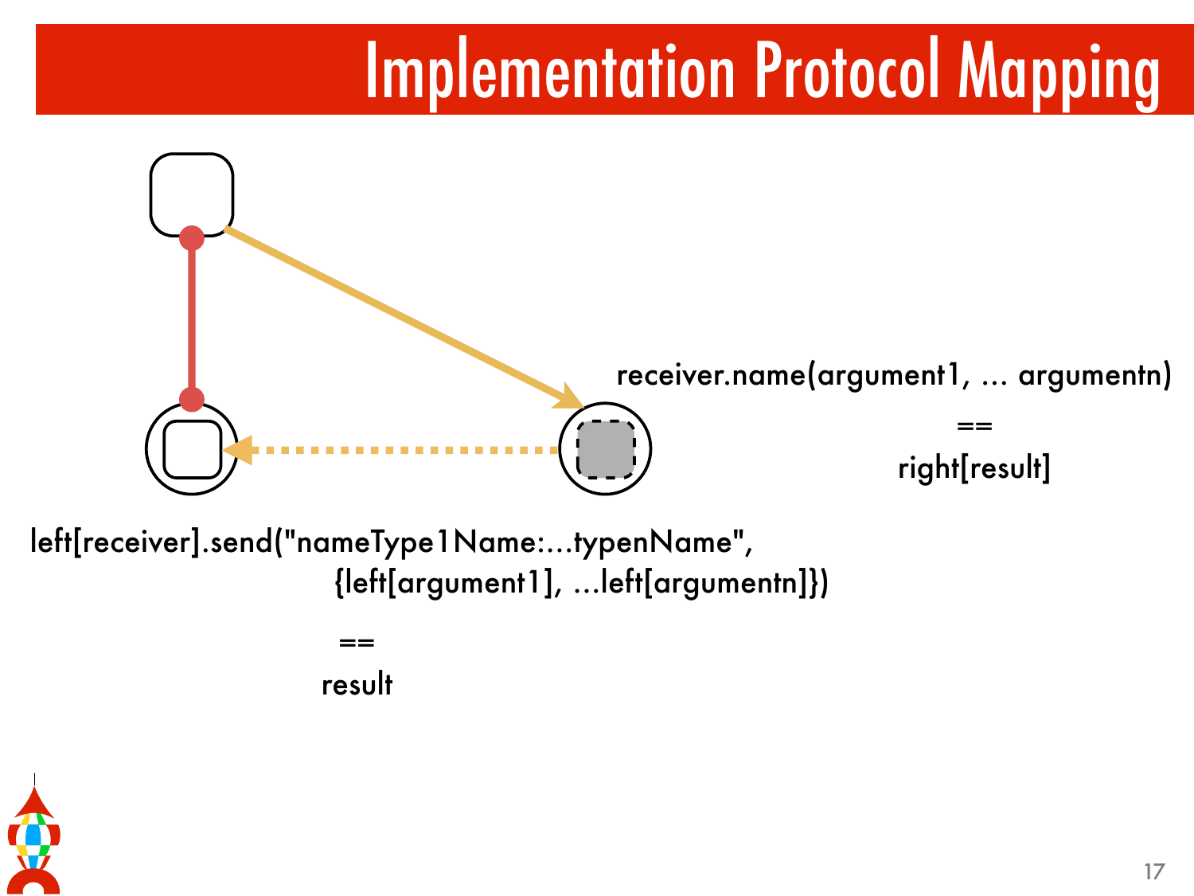# Implementation Protocol Mapping

receiver.name(argument1, ... argumentn)

==

right[result]

```
left[receiver].send("nameType1Name:...typenName",
                    {left[argument1], ...left[argumentn]})
```

==

result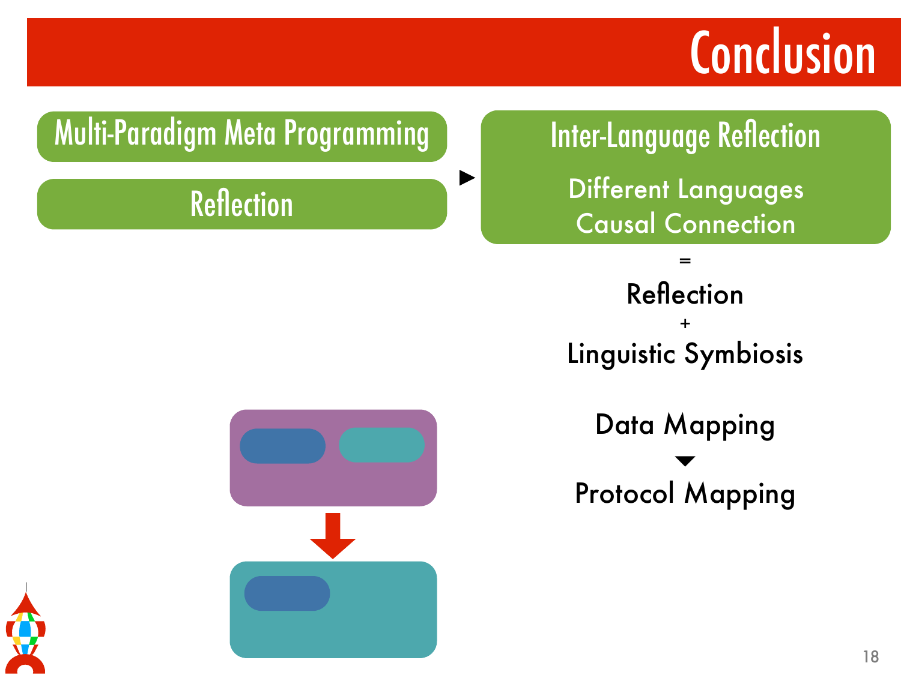# Conclusion

Multi-Paradigm Meta Programming

Reflection

▶

Inter-Language Reflection

Different Languages
Causal Connection

=

Reflection

+

Linguistic Symbiosis

Data Mapping

▼

Protocol Mapping